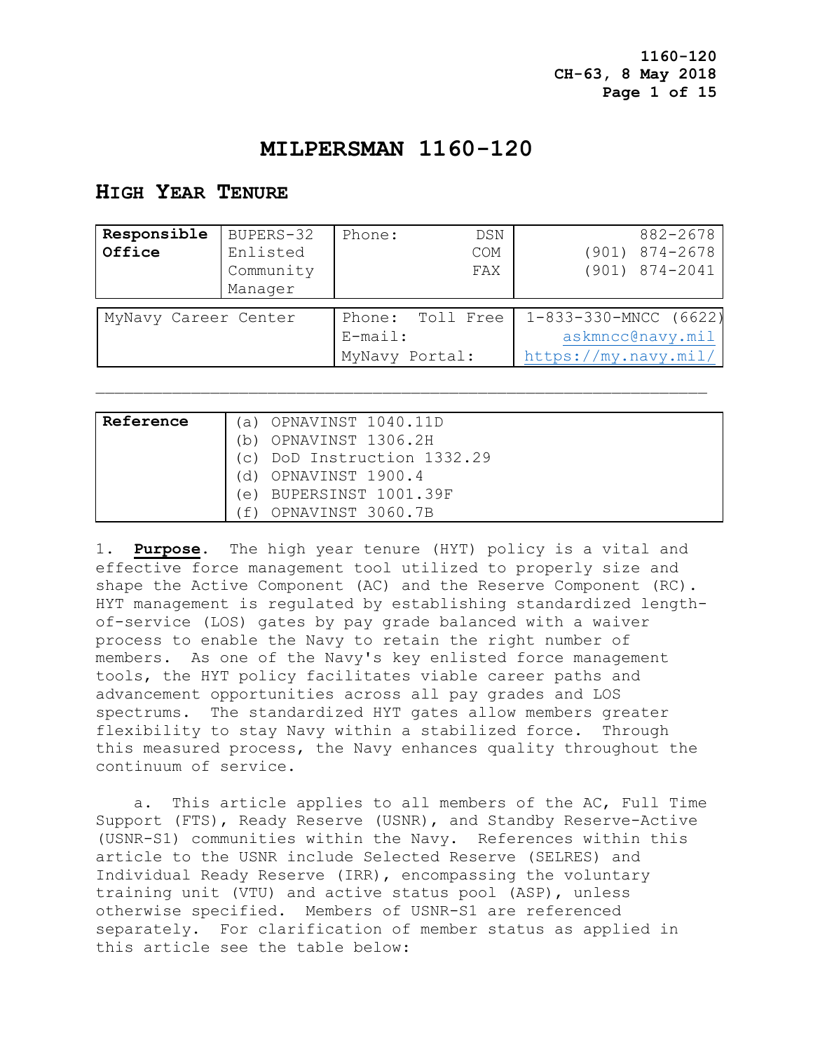# MILPERSMAN 1160-120

## HIGH YEAR TENURE

| Responsible Office | BUPERS-32 Enlisted Community Manager | Phone: DSN / COM / FAX | 882-2678 / (901) 874-2678 / (901) 874-2041 |
|---|---|---|---|

| MyNavy Career Center | Phone: Toll Free / E-mail: / MyNavy Portal: | 1-833-330-MNCC (6622) / askmncc@navy.mil / https://my.navy.mil/ |
|---|---|---|

| Reference | |
|---|---|
| | (a) OPNAVINST 1040.11D |
| | (b) OPNAVINST 1306.2H |
| | (c) DoD Instruction 1332.29 |
| | (d) OPNAVINST 1900.4 |
| | (e) BUPERSINST 1001.39F |
| | (f) OPNAVINST 3060.7B |

1. **Purpose**. The high year tenure (HYT) policy is a vital and effective force management tool utilized to properly size and shape the Active Component (AC) and the Reserve Component (RC). HYT management is regulated by establishing standardized length-of-service (LOS) gates by pay grade balanced with a waiver process to enable the Navy to retain the right number of members. As one of the Navy's key enlisted force management tools, the HYT policy facilitates viable career paths and advancement opportunities across all pay grades and LOS spectrums. The standardized HYT gates allow members greater flexibility to stay Navy within a stabilized force. Through this measured process, the Navy enhances quality throughout the continuum of service.

a. This article applies to all members of the AC, Full Time Support (FTS), Ready Reserve (USNR), and Standby Reserve-Active (USNR-S1) communities within the Navy. References within this article to the USNR include Selected Reserve (SELRES) and Individual Ready Reserve (IRR), encompassing the voluntary training unit (VTU) and active status pool (ASP), unless otherwise specified. Members of USNR-S1 are referenced separately. For clarification of member status as applied in this article see the table below: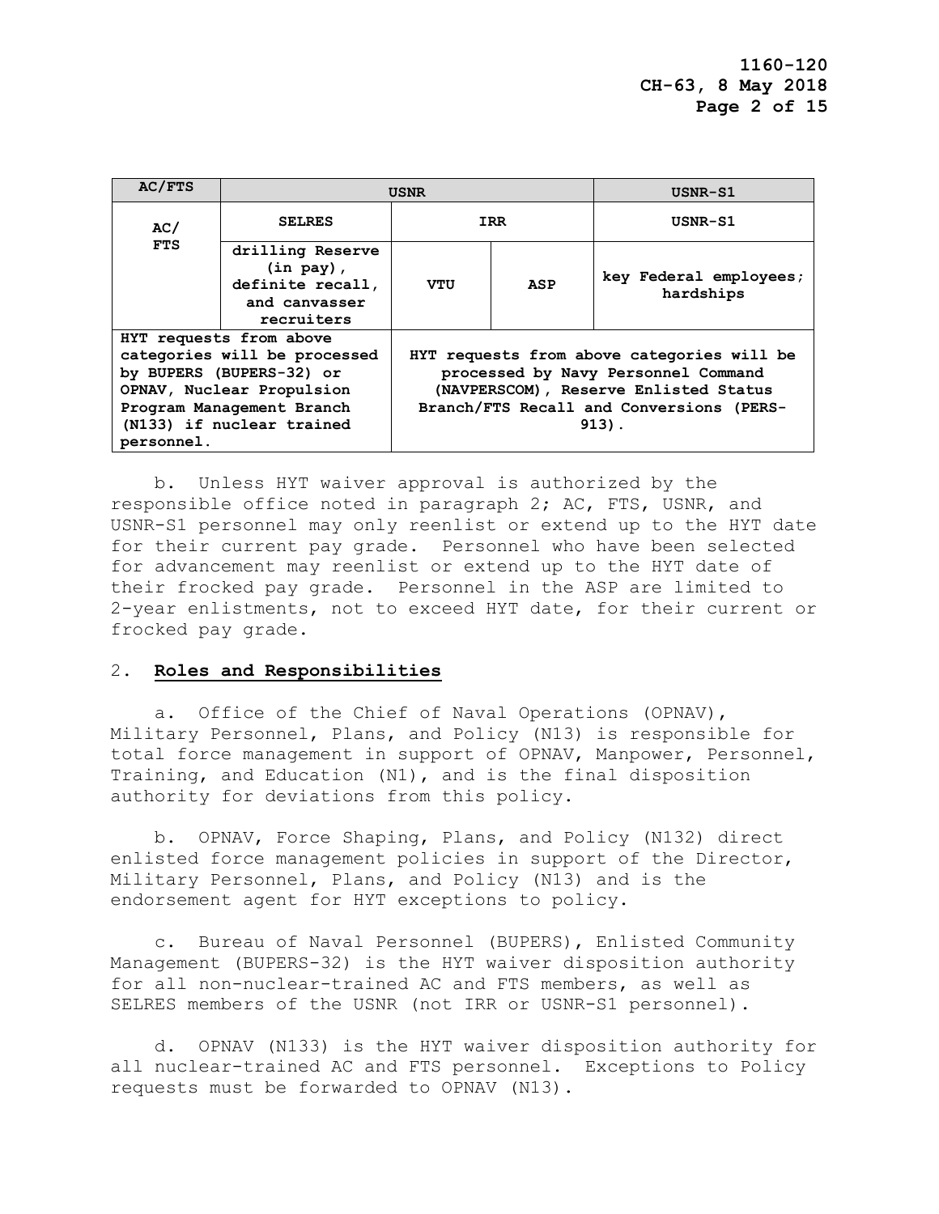| AC/FTS | USNR | | | USNR-S1 |
|---|---|---|---|---|
| AC/ FTS | SELRES | IRR | | USNR-S1 |
| | drilling Reserve (in pay), definite recall, and canvasser recruiters | VTU | ASP | key Federal employees; hardships |
| HYT requests from above categories will be processed by BUPERS (BUPERS-32) or OPNAV, Nuclear Propulsion Program Management Branch (N133) if nuclear trained personnel. | | HYT requests from above categories will be processed by Navy Personnel Command (NAVPERSCOM), Reserve Enlisted Status Branch/FTS Recall and Conversions (PERS-913). | | |

b. Unless HYT waiver approval is authorized by the responsible office noted in paragraph 2; AC, FTS, USNR, and USNR-S1 personnel may only reenlist or extend up to the HYT date for their current pay grade. Personnel who have been selected for advancement may reenlist or extend up to the HYT date of their frocked pay grade. Personnel in the ASP are limited to 2-year enlistments, not to exceed HYT date, for their current or frocked pay grade.

2. **Roles and Responsibilities**

a. Office of the Chief of Naval Operations (OPNAV), Military Personnel, Plans, and Policy (N13) is responsible for total force management in support of OPNAV, Manpower, Personnel, Training, and Education (N1), and is the final disposition authority for deviations from this policy.

b. OPNAV, Force Shaping, Plans, and Policy (N132) direct enlisted force management policies in support of the Director, Military Personnel, Plans, and Policy (N13) and is the endorsement agent for HYT exceptions to policy.

c. Bureau of Naval Personnel (BUPERS), Enlisted Community Management (BUPERS-32) is the HYT waiver disposition authority for all non-nuclear-trained AC and FTS members, as well as SELRES members of the USNR (not IRR or USNR-S1 personnel).

d. OPNAV (N133) is the HYT waiver disposition authority for all nuclear-trained AC and FTS personnel. Exceptions to Policy requests must be forwarded to OPNAV (N13).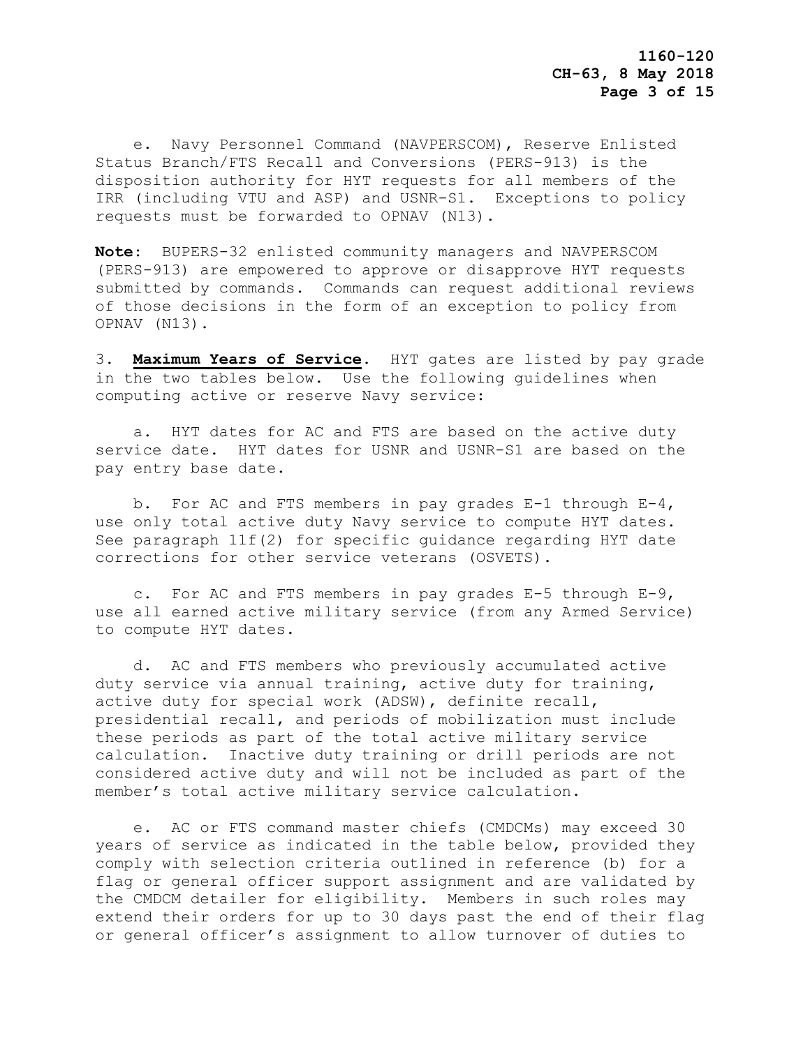e. Navy Personnel Command (NAVPERSCOM), Reserve Enlisted Status Branch/FTS Recall and Conversions (PERS-913) is the disposition authority for HYT requests for all members of the IRR (including VTU and ASP) and USNR-S1. Exceptions to policy requests must be forwarded to OPNAV (N13).

**Note**: BUPERS-32 enlisted community managers and NAVPERSCOM (PERS-913) are empowered to approve or disapprove HYT requests submitted by commands. Commands can request additional reviews of those decisions in the form of an exception to policy from OPNAV (N13).

3. **Maximum Years of Service**. HYT gates are listed by pay grade in the two tables below. Use the following guidelines when computing active or reserve Navy service:

a. HYT dates for AC and FTS are based on the active duty service date. HYT dates for USNR and USNR-S1 are based on the pay entry base date.

b. For AC and FTS members in pay grades E-1 through E-4, use only total active duty Navy service to compute HYT dates. See paragraph 11f(2) for specific guidance regarding HYT date corrections for other service veterans (OSVETS).

c. For AC and FTS members in pay grades E-5 through E-9, use all earned active military service (from any Armed Service) to compute HYT dates.

d. AC and FTS members who previously accumulated active duty service via annual training, active duty for training, active duty for special work (ADSW), definite recall, presidential recall, and periods of mobilization must include these periods as part of the total active military service calculation. Inactive duty training or drill periods are not considered active duty and will not be included as part of the member's total active military service calculation.

e. AC or FTS command master chiefs (CMDCMs) may exceed 30 years of service as indicated in the table below, provided they comply with selection criteria outlined in reference (b) for a flag or general officer support assignment and are validated by the CMDCM detailer for eligibility. Members in such roles may extend their orders for up to 30 days past the end of their flag or general officer's assignment to allow turnover of duties to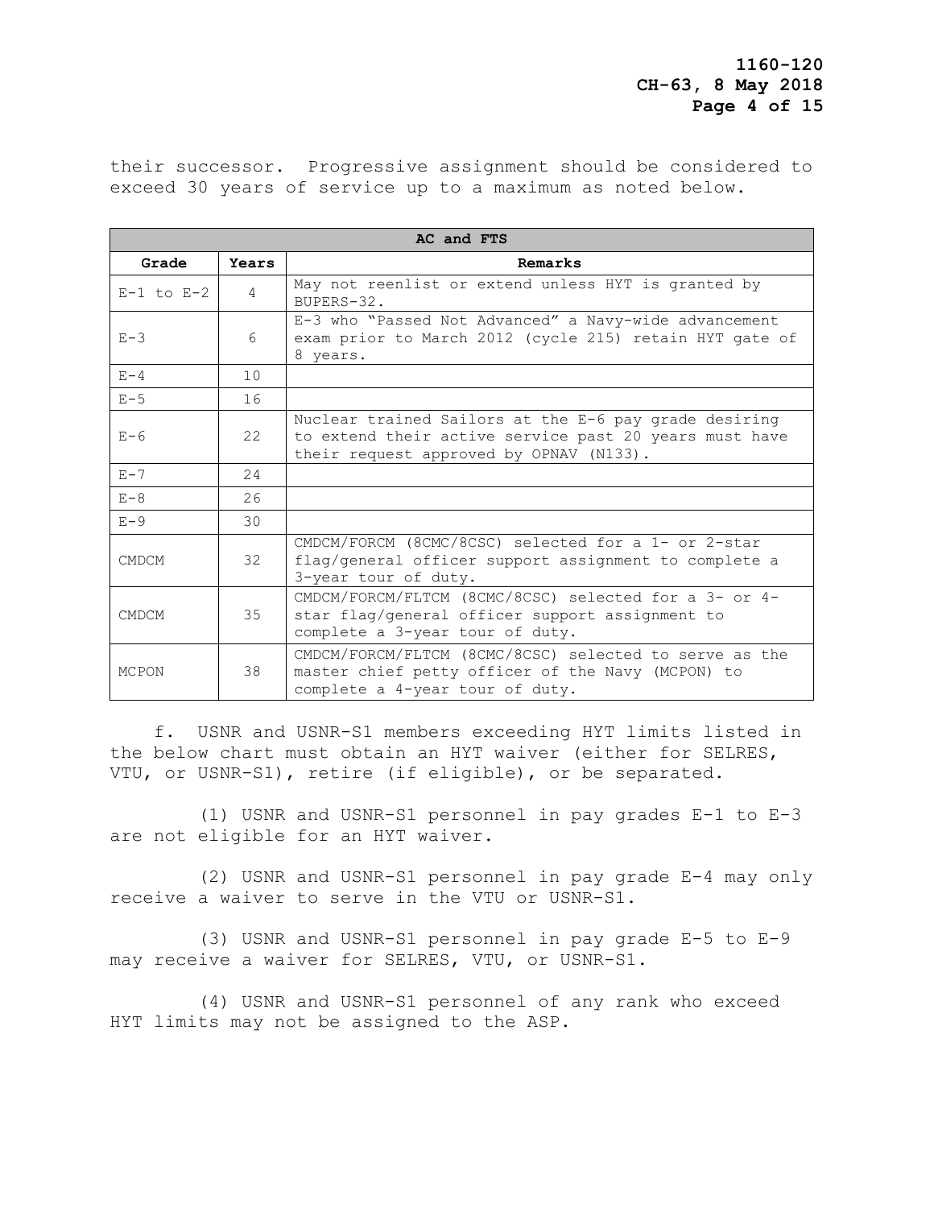their successor. Progressive assignment should be considered to exceed 30 years of service up to a maximum as noted below.

| AC and FTS | | |
|---|---|---|
| **Grade** | **Years** | **Remarks** |
| E-1 to E-2 | 4 | May not reenlist or extend unless HYT is granted by BUPERS-32. |
| E-3 | 6 | E-3 who "Passed Not Advanced" a Navy-wide advancement exam prior to March 2012 (cycle 215) retain HYT gate of 8 years. |
| E-4 | 10 | |
| E-5 | 16 | |
| E-6 | 22 | Nuclear trained Sailors at the E-6 pay grade desiring to extend their active service past 20 years must have their request approved by OPNAV (N133). |
| E-7 | 24 | |
| E-8 | 26 | |
| E-9 | 30 | |
| CMDCM | 32 | CMDCM/FORCM (8CMC/8CSC) selected for a 1- or 2-star flag/general officer support assignment to complete a 3-year tour of duty. |
| CMDCM | 35 | CMDCM/FORCM/FLTCM (8CMC/8CSC) selected for a 3- or 4-star flag/general officer support assignment to complete a 3-year tour of duty. |
| MCPON | 38 | CMDCM/FORCM/FLTCM (8CMC/8CSC) selected to serve as the master chief petty officer of the Navy (MCPON) to complete a 4-year tour of duty. |

f. USNR and USNR-S1 members exceeding HYT limits listed in the below chart must obtain an HYT waiver (either for SELRES, VTU, or USNR-S1), retire (if eligible), or be separated.

(1) USNR and USNR-S1 personnel in pay grades E-1 to E-3 are not eligible for an HYT waiver.

(2) USNR and USNR-S1 personnel in pay grade E-4 may only receive a waiver to serve in the VTU or USNR-S1.

(3) USNR and USNR-S1 personnel in pay grade E-5 to E-9 may receive a waiver for SELRES, VTU, or USNR-S1.

(4) USNR and USNR-S1 personnel of any rank who exceed HYT limits may not be assigned to the ASP.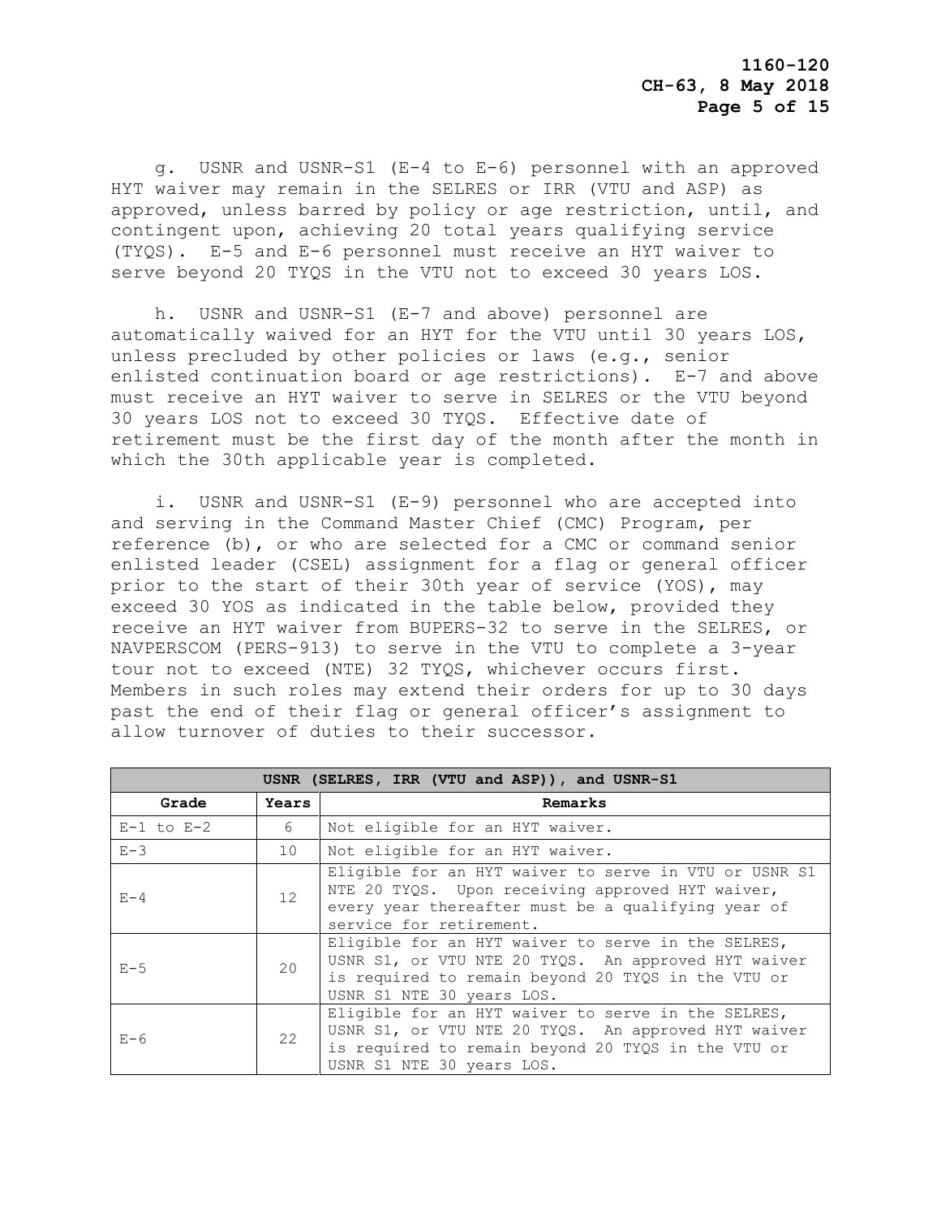g. USNR and USNR-S1 (E-4 to E-6) personnel with an approved HYT waiver may remain in the SELRES or IRR (VTU and ASP) as approved, unless barred by policy or age restriction, until, and contingent upon, achieving 20 total years qualifying service (TYQS). E-5 and E-6 personnel must receive an HYT waiver to serve beyond 20 TYQS in the VTU not to exceed 30 years LOS.

h. USNR and USNR-S1 (E-7 and above) personnel are automatically waived for an HYT for the VTU until 30 years LOS, unless precluded by other policies or laws (e.g., senior enlisted continuation board or age restrictions). E-7 and above must receive an HYT waiver to serve in SELRES or the VTU beyond 30 years LOS not to exceed 30 TYQS. Effective date of retirement must be the first day of the month after the month in which the 30th applicable year is completed.

i. USNR and USNR-S1 (E-9) personnel who are accepted into and serving in the Command Master Chief (CMC) Program, per reference (b), or who are selected for a CMC or command senior enlisted leader (CSEL) assignment for a flag or general officer prior to the start of their 30th year of service (YOS), may exceed 30 YOS as indicated in the table below, provided they receive an HYT waiver from BUPERS-32 to serve in the SELRES, or NAVPERSCOM (PERS-913) to serve in the VTU to complete a 3-year tour not to exceed (NTE) 32 TYQS, whichever occurs first. Members in such roles may extend their orders for up to 30 days past the end of their flag or general officer's assignment to allow turnover of duties to their successor.

| USNR (SELRES, IRR (VTU and ASP)), and USNR-S1 | | |
|---|---|---|
| **Grade** | **Years** | **Remarks** |
| E-1 to E-2 | 6 | Not eligible for an HYT waiver. |
| E-3 | 10 | Not eligible for an HYT waiver. |
| E-4 | 12 | Eligible for an HYT waiver to serve in VTU or USNR S1 NTE 20 TYQS. Upon receiving approved HYT waiver, every year thereafter must be a qualifying year of service for retirement. |
| E-5 | 20 | Eligible for an HYT waiver to serve in the SELRES, USNR S1, or VTU NTE 20 TYQS. An approved HYT waiver is required to remain beyond 20 TYQS in the VTU or USNR S1 NTE 30 years LOS. |
| E-6 | 22 | Eligible for an HYT waiver to serve in the SELRES, USNR S1, or VTU NTE 20 TYQS. An approved HYT waiver is required to remain beyond 20 TYQS in the VTU or USNR S1 NTE 30 years LOS. |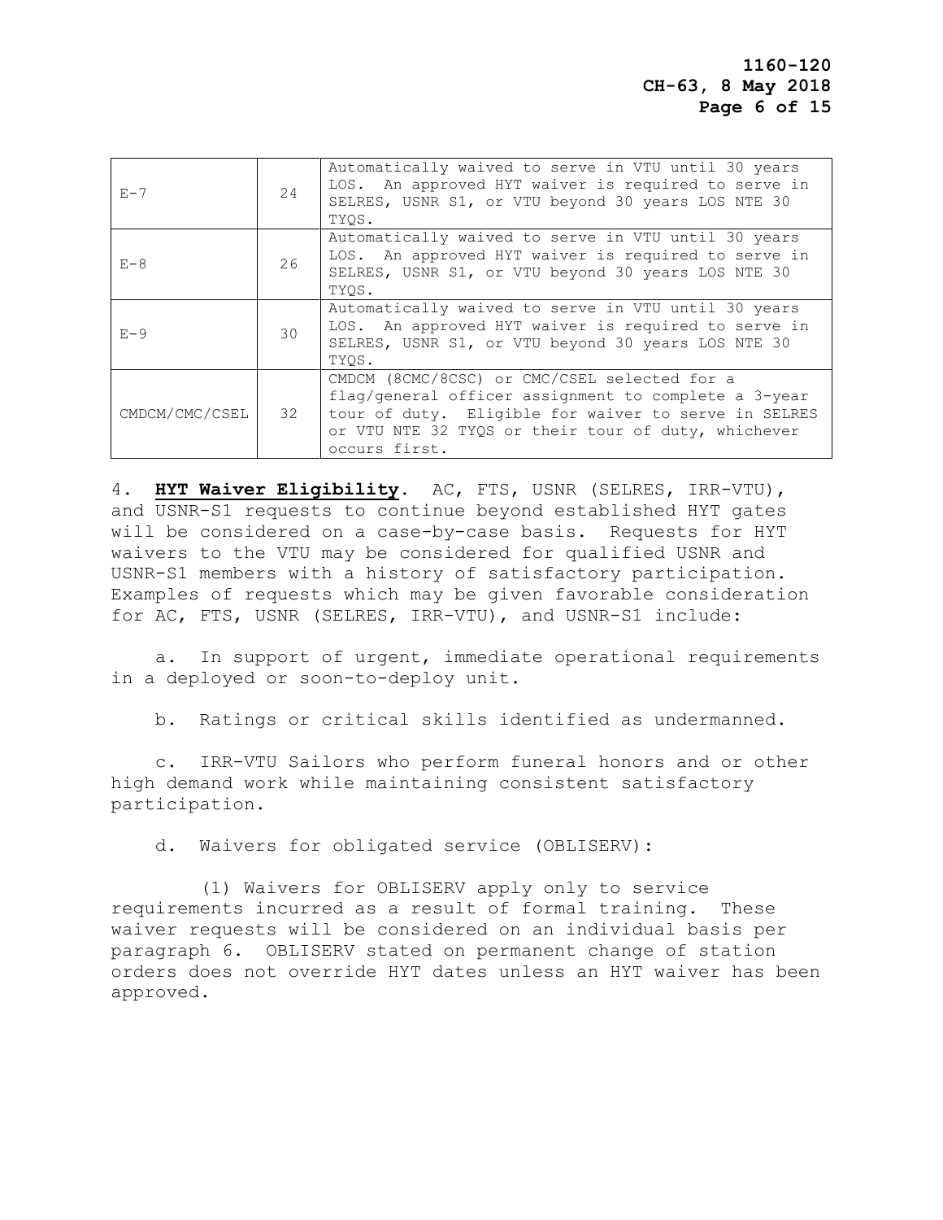| | | |
|---|---|---|
| E-7 | 24 | Automatically waived to serve in VTU until 30 years LOS. An approved HYT waiver is required to serve in SELRES, USNR S1, or VTU beyond 30 years LOS NTE 30 TYQS. |
| E-8 | 26 | Automatically waived to serve in VTU until 30 years LOS. An approved HYT waiver is required to serve in SELRES, USNR S1, or VTU beyond 30 years LOS NTE 30 TYQS. |
| E-9 | 30 | Automatically waived to serve in VTU until 30 years LOS. An approved HYT waiver is required to serve in SELRES, USNR S1, or VTU beyond 30 years LOS NTE 30 TYQS. |
| CMDCM/CMC/CSEL | 32 | CMDCM (8CMC/8CSC) or CMC/CSEL selected for a flag/general officer assignment to complete a 3-year tour of duty. Eligible for waiver to serve in SELRES or VTU NTE 32 TYQS or their tour of duty, whichever occurs first. |

4. **HYT Waiver Eligibility**. AC, FTS, USNR (SELRES, IRR-VTU), and USNR-S1 requests to continue beyond established HYT gates will be considered on a case-by-case basis. Requests for HYT waivers to the VTU may be considered for qualified USNR and USNR-S1 members with a history of satisfactory participation. Examples of requests which may be given favorable consideration for AC, FTS, USNR (SELRES, IRR-VTU), and USNR-S1 include:

a. In support of urgent, immediate operational requirements in a deployed or soon-to-deploy unit.

b. Ratings or critical skills identified as undermanned.

c. IRR-VTU Sailors who perform funeral honors and or other high demand work while maintaining consistent satisfactory participation.

d. Waivers for obligated service (OBLISERV):

(1) Waivers for OBLISERV apply only to service requirements incurred as a result of formal training. These waiver requests will be considered on an individual basis per paragraph 6. OBLISERV stated on permanent change of station orders does not override HYT dates unless an HYT waiver has been approved.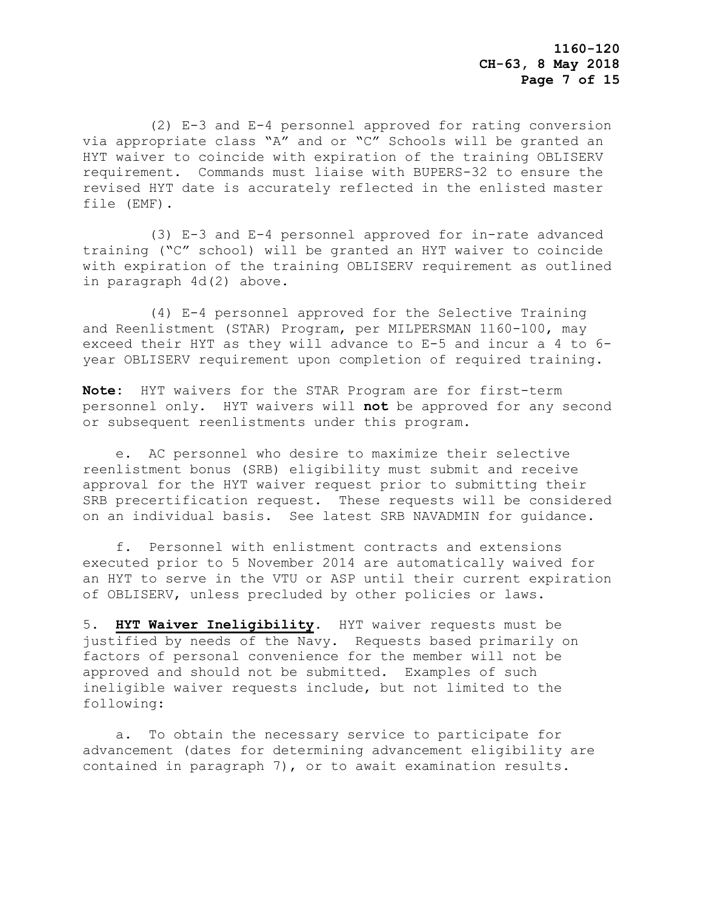(2) E-3 and E-4 personnel approved for rating conversion via appropriate class "A" and or "C" Schools will be granted an HYT waiver to coincide with expiration of the training OBLISERV requirement. Commands must liaise with BUPERS-32 to ensure the revised HYT date is accurately reflected in the enlisted master file (EMF).

(3) E-3 and E-4 personnel approved for in-rate advanced training ("C" school) will be granted an HYT waiver to coincide with expiration of the training OBLISERV requirement as outlined in paragraph 4d(2) above.

(4) E-4 personnel approved for the Selective Training and Reenlistment (STAR) Program, per MILPERSMAN 1160-100, may exceed their HYT as they will advance to E-5 and incur a 4 to 6-year OBLISERV requirement upon completion of required training.

**Note**: HYT waivers for the STAR Program are for first-term personnel only. HYT waivers will **not** be approved for any second or subsequent reenlistments under this program.

e. AC personnel who desire to maximize their selective reenlistment bonus (SRB) eligibility must submit and receive approval for the HYT waiver request prior to submitting their SRB precertification request. These requests will be considered on an individual basis. See latest SRB NAVADMIN for guidance.

f. Personnel with enlistment contracts and extensions executed prior to 5 November 2014 are automatically waived for an HYT to serve in the VTU or ASP until their current expiration of OBLISERV, unless precluded by other policies or laws.

5. **HYT Waiver Ineligibility**. HYT waiver requests must be justified by needs of the Navy. Requests based primarily on factors of personal convenience for the member will not be approved and should not be submitted. Examples of such ineligible waiver requests include, but not limited to the following:

a. To obtain the necessary service to participate for advancement (dates for determining advancement eligibility are contained in paragraph 7), or to await examination results.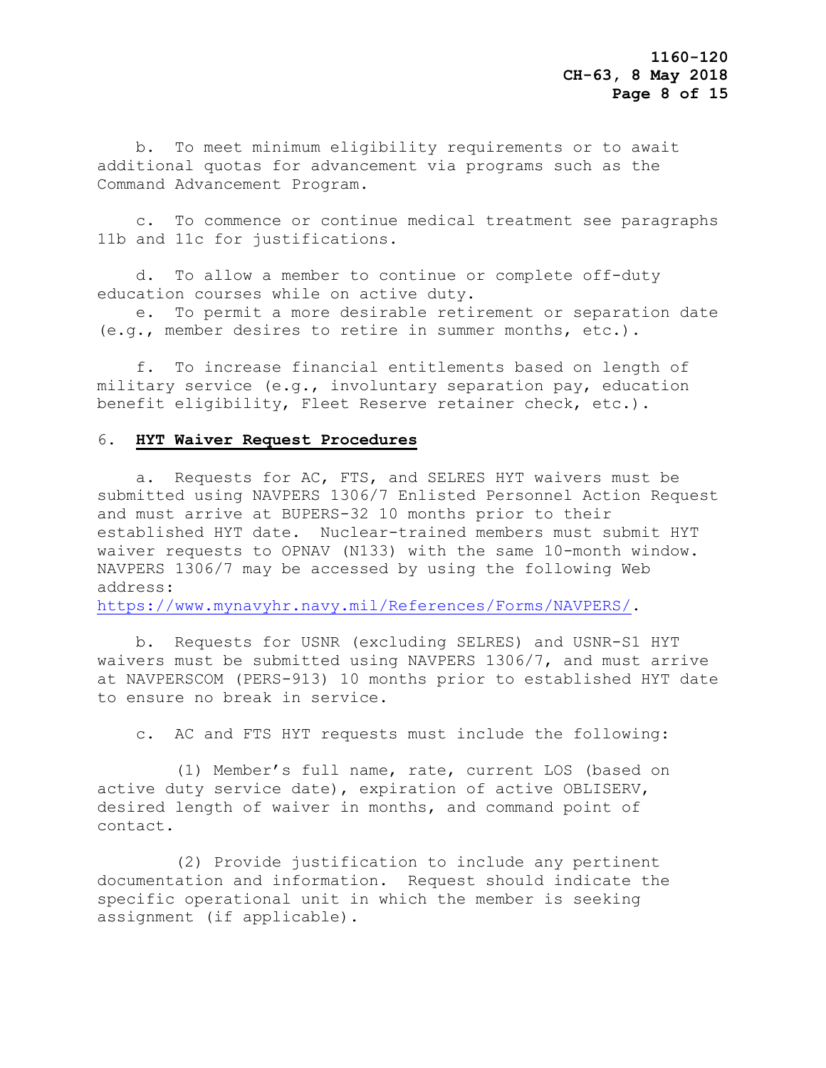b. To meet minimum eligibility requirements or to await additional quotas for advancement via programs such as the Command Advancement Program.

c. To commence or continue medical treatment see paragraphs 11b and 11c for justifications.

d. To allow a member to continue or complete off-duty education courses while on active duty.

e. To permit a more desirable retirement or separation date (e.g., member desires to retire in summer months, etc.).

f. To increase financial entitlements based on length of military service (e.g., involuntary separation pay, education benefit eligibility, Fleet Reserve retainer check, etc.).

6. **HYT Waiver Request Procedures**

a. Requests for AC, FTS, and SELRES HYT waivers must be submitted using NAVPERS 1306/7 Enlisted Personnel Action Request and must arrive at BUPERS-32 10 months prior to their established HYT date. Nuclear-trained members must submit HYT waiver requests to OPNAV (N133) with the same 10-month window. NAVPERS 1306/7 may be accessed by using the following Web address: https://www.mynavyhr.navy.mil/References/Forms/NAVPERS/.

b. Requests for USNR (excluding SELRES) and USNR-S1 HYT waivers must be submitted using NAVPERS 1306/7, and must arrive at NAVPERSCOM (PERS-913) 10 months prior to established HYT date to ensure no break in service.

c. AC and FTS HYT requests must include the following:

(1) Member's full name, rate, current LOS (based on active duty service date), expiration of active OBLISERV, desired length of waiver in months, and command point of contact.

(2) Provide justification to include any pertinent documentation and information. Request should indicate the specific operational unit in which the member is seeking assignment (if applicable).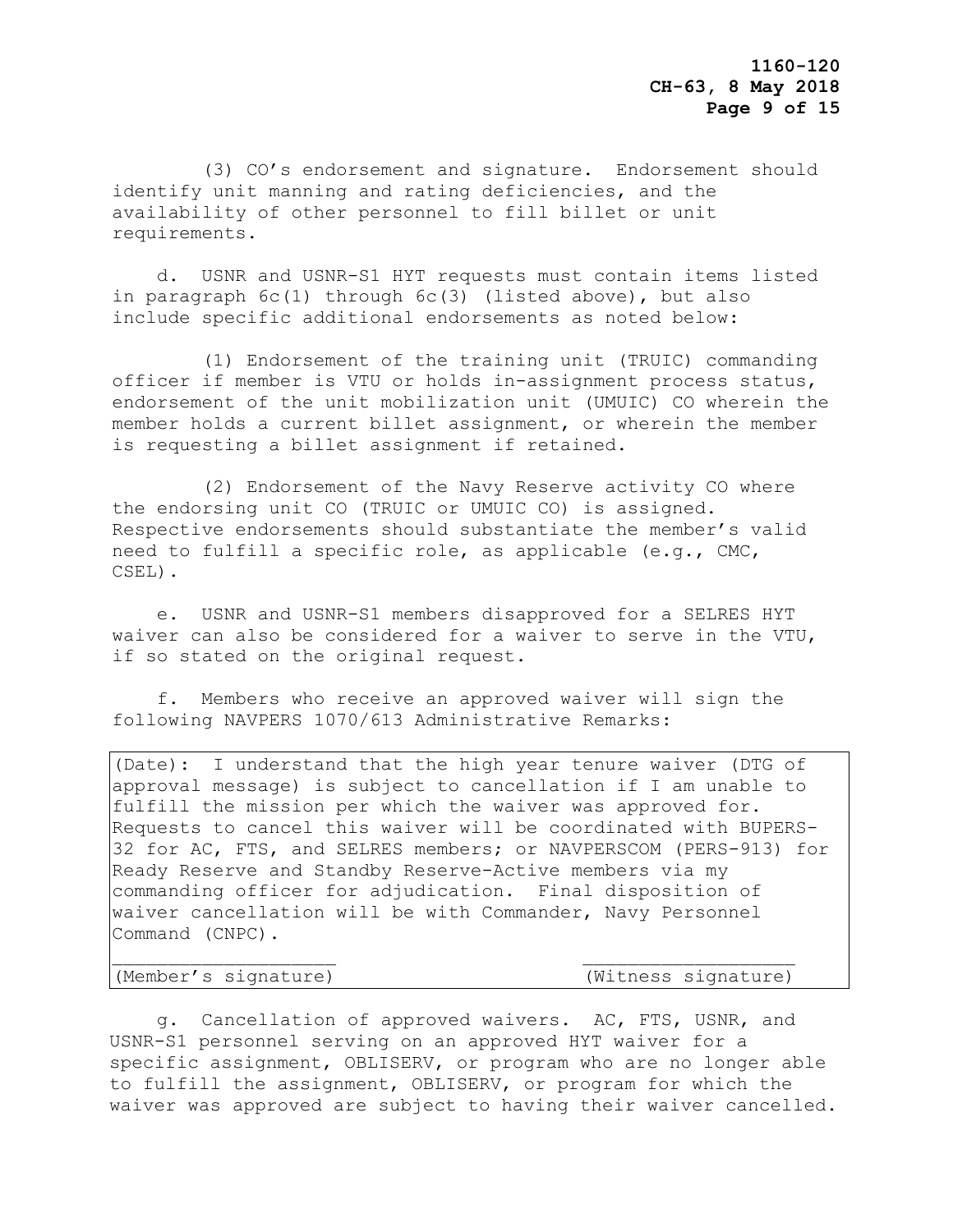(3) CO's endorsement and signature. Endorsement should identify unit manning and rating deficiencies, and the availability of other personnel to fill billet or unit requirements.

d. USNR and USNR-S1 HYT requests must contain items listed in paragraph 6c(1) through 6c(3) (listed above), but also include specific additional endorsements as noted below:

(1) Endorsement of the training unit (TRUIC) commanding officer if member is VTU or holds in-assignment process status, endorsement of the unit mobilization unit (UMUIC) CO wherein the member holds a current billet assignment, or wherein the member is requesting a billet assignment if retained.

(2) Endorsement of the Navy Reserve activity CO where the endorsing unit CO (TRUIC or UMUIC CO) is assigned. Respective endorsements should substantiate the member's valid need to fulfill a specific role, as applicable (e.g., CMC, CSEL).

e. USNR and USNR-S1 members disapproved for a SELRES HYT waiver can also be considered for a waiver to serve in the VTU, if so stated on the original request.

f. Members who receive an approved waiver will sign the following NAVPERS 1070/613 Administrative Remarks:

> (Date): I understand that the high year tenure waiver (DTG of approval message) is subject to cancellation if I am unable to fulfill the mission per which the waiver was approved for. Requests to cancel this waiver will be coordinated with BUPERS-32 for AC, FTS, and SELRES members; or NAVPERSCOM (PERS-913) for Ready Reserve and Standby Reserve-Active members via my commanding officer for adjudication. Final disposition of waiver cancellation will be with Commander, Navy Personnel Command (CNPC).
>
> ____________________ ____________________
>
> (Member's signature) (Witness signature)

g. Cancellation of approved waivers. AC, FTS, USNR, and USNR-S1 personnel serving on an approved HYT waiver for a specific assignment, OBLISERV, or program who are no longer able to fulfill the assignment, OBLISERV, or program for which the waiver was approved are subject to having their waiver cancelled.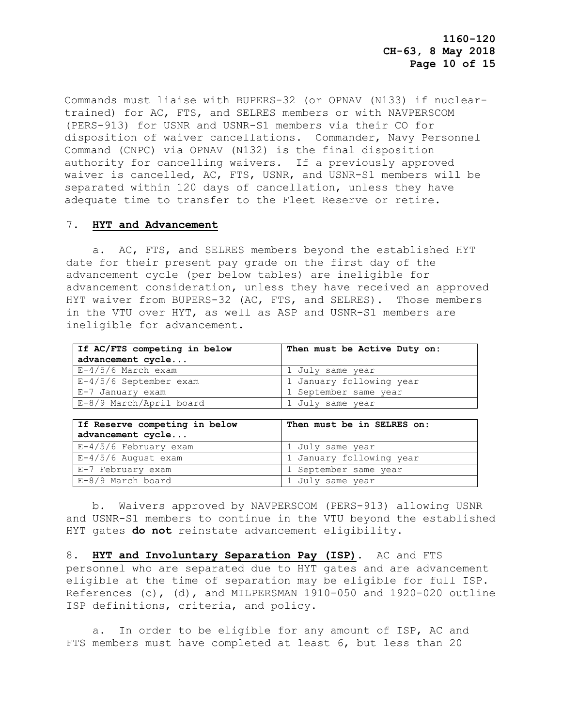Commands must liaise with BUPERS-32 (or OPNAV (N133) if nuclear-trained) for AC, FTS, and SELRES members or with NAVPERSCOM (PERS-913) for USNR and USNR-S1 members via their CO for disposition of waiver cancellations. Commander, Navy Personnel Command (CNPC) via OPNAV (N132) is the final disposition authority for cancelling waivers. If a previously approved waiver is cancelled, AC, FTS, USNR, and USNR-S1 members will be separated within 120 days of cancellation, unless they have adequate time to transfer to the Fleet Reserve or retire.

7. **HYT and Advancement**

a. AC, FTS, and SELRES members beyond the established HYT date for their present pay grade on the first day of the advancement cycle (per below tables) are ineligible for advancement consideration, unless they have received an approved HYT waiver from BUPERS-32 (AC, FTS, and SELRES). Those members in the VTU over HYT, as well as ASP and USNR-S1 members are ineligible for advancement.

| If AC/FTS competing in below advancement cycle... | Then must be Active Duty on: |
|---|---|
| E-4/5/6 March exam | 1 July same year |
| E-4/5/6 September exam | 1 January following year |
| E-7 January exam | 1 September same year |
| E-8/9 March/April board | 1 July same year |

| If Reserve competing in below advancement cycle... | Then must be in SELRES on: |
|---|---|
| E-4/5/6 February exam | 1 July same year |
| E-4/5/6 August exam | 1 January following year |
| E-7 February exam | 1 September same year |
| E-8/9 March board | 1 July same year |

b. Waivers approved by NAVPERSCOM (PERS-913) allowing USNR and USNR-S1 members to continue in the VTU beyond the established HYT gates **do not** reinstate advancement eligibility.

8. **HYT and Involuntary Separation Pay (ISP)**. AC and FTS personnel who are separated due to HYT gates and are advancement eligible at the time of separation may be eligible for full ISP. References (c), (d), and MILPERSMAN 1910-050 and 1920-020 outline ISP definitions, criteria, and policy.

a. In order to be eligible for any amount of ISP, AC and FTS members must have completed at least 6, but less than 20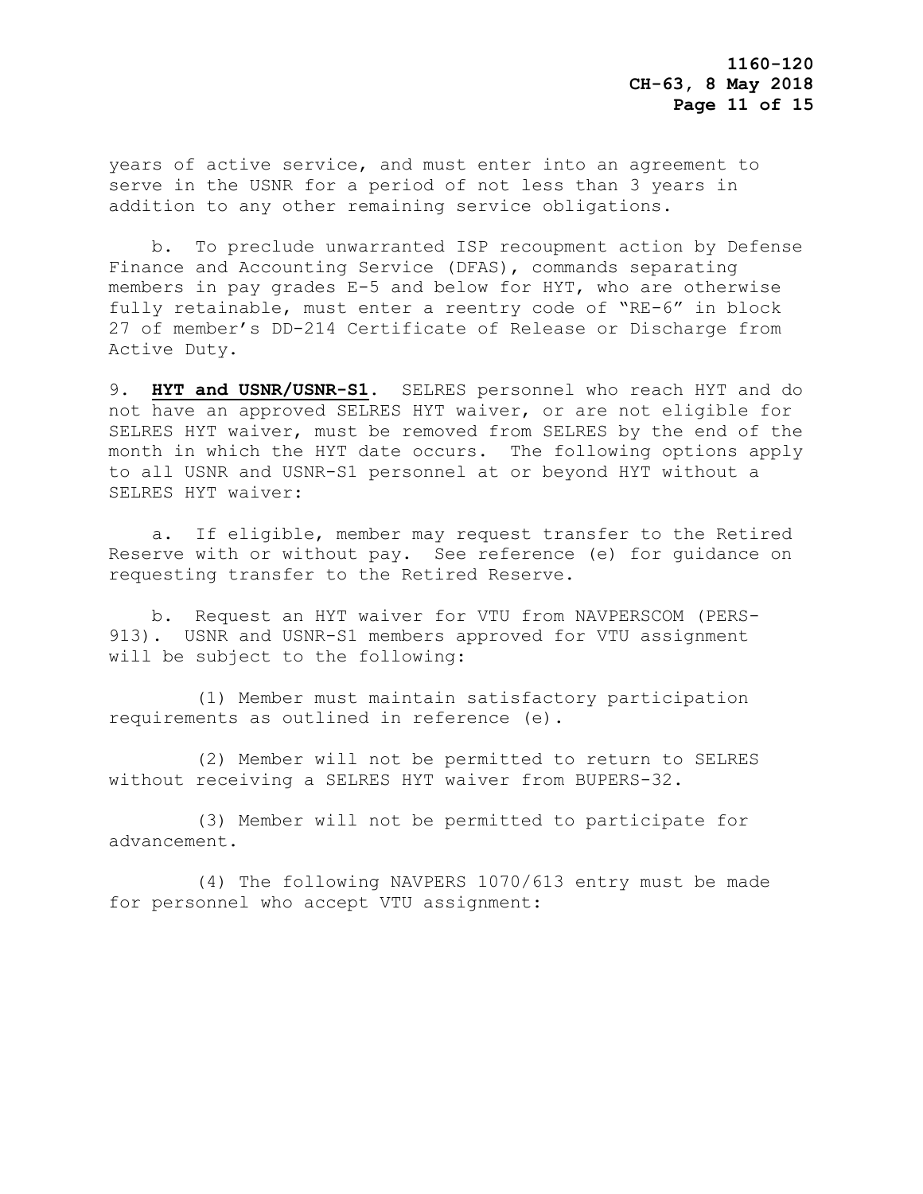years of active service, and must enter into an agreement to serve in the USNR for a period of not less than 3 years in addition to any other remaining service obligations.

b. To preclude unwarranted ISP recoupment action by Defense Finance and Accounting Service (DFAS), commands separating members in pay grades E-5 and below for HYT, who are otherwise fully retainable, must enter a reentry code of "RE-6" in block 27 of member's DD-214 Certificate of Release or Discharge from Active Duty.

9. **HYT and USNR/USNR-S1**. SELRES personnel who reach HYT and do not have an approved SELRES HYT waiver, or are not eligible for SELRES HYT waiver, must be removed from SELRES by the end of the month in which the HYT date occurs. The following options apply to all USNR and USNR-S1 personnel at or beyond HYT without a SELRES HYT waiver:

a. If eligible, member may request transfer to the Retired Reserve with or without pay. See reference (e) for guidance on requesting transfer to the Retired Reserve.

b. Request an HYT waiver for VTU from NAVPERSCOM (PERS-913). USNR and USNR-S1 members approved for VTU assignment will be subject to the following:

(1) Member must maintain satisfactory participation requirements as outlined in reference (e).

(2) Member will not be permitted to return to SELRES without receiving a SELRES HYT waiver from BUPERS-32.

(3) Member will not be permitted to participate for advancement.

(4) The following NAVPERS 1070/613 entry must be made for personnel who accept VTU assignment: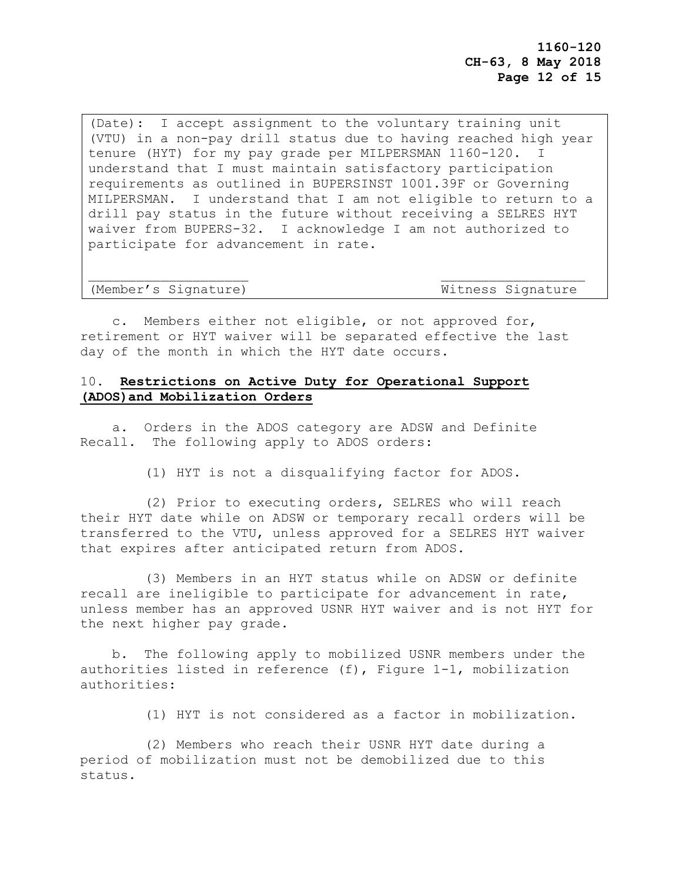(Date): I accept assignment to the voluntary training unit (VTU) in a non-pay drill status due to having reached high year tenure (HYT) for my pay grade per MILPERSMAN 1160-120. I understand that I must maintain satisfactory participation requirements as outlined in BUPERSINST 1001.39F or Governing MILPERSMAN. I understand that I am not eligible to return to a drill pay status in the future without receiving a SELRES HYT waiver from BUPERS-32. I acknowledge I am not authorized to participate for advancement in rate.

\_\_\_\_\_\_\_\_\_\_\_\_\_\_\_\_\_\_\_\_ \_\_\_\_\_\_\_\_\_\_\_\_\_\_\_\_\_\_

(Member's Signature) Witness Signature

c. Members either not eligible, or not approved for, retirement or HYT waiver will be separated effective the last day of the month in which the HYT date occurs.

10. **Restrictions on Active Duty for Operational Support (ADOS)and Mobilization Orders**

a. Orders in the ADOS category are ADSW and Definite Recall. The following apply to ADOS orders:

(1) HYT is not a disqualifying factor for ADOS.

(2) Prior to executing orders, SELRES who will reach their HYT date while on ADSW or temporary recall orders will be transferred to the VTU, unless approved for a SELRES HYT waiver that expires after anticipated return from ADOS.

(3) Members in an HYT status while on ADSW or definite recall are ineligible to participate for advancement in rate, unless member has an approved USNR HYT waiver and is not HYT for the next higher pay grade.

b. The following apply to mobilized USNR members under the authorities listed in reference (f), Figure 1-1, mobilization authorities:

(1) HYT is not considered as a factor in mobilization.

(2) Members who reach their USNR HYT date during a period of mobilization must not be demobilized due to this status.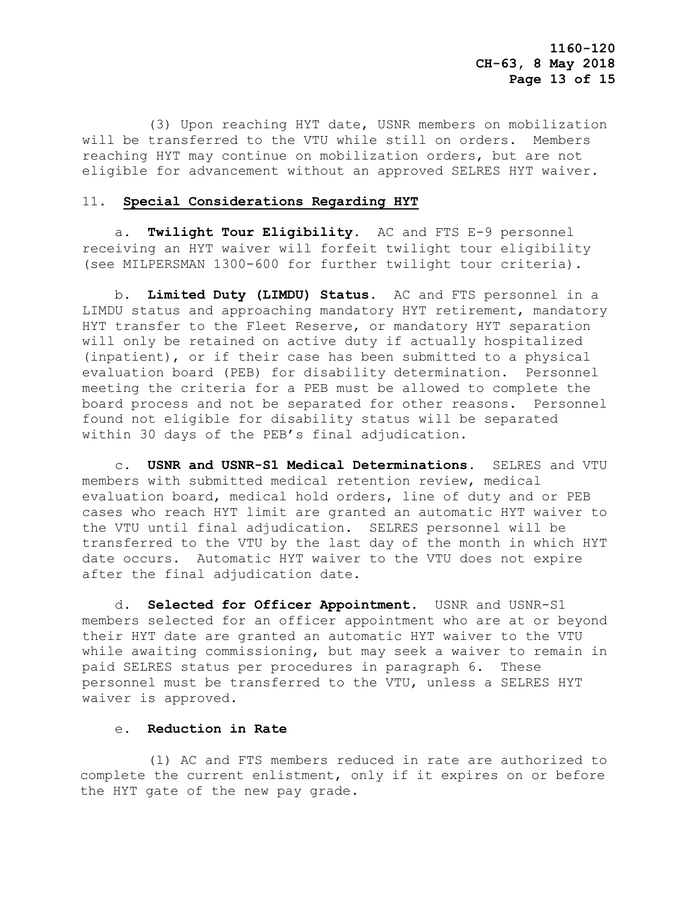(3) Upon reaching HYT date, USNR members on mobilization will be transferred to the VTU while still on orders. Members reaching HYT may continue on mobilization orders, but are not eligible for advancement without an approved SELRES HYT waiver.

11. **Special Considerations Regarding HYT**

a. **Twilight Tour Eligibility**. AC and FTS E-9 personnel receiving an HYT waiver will forfeit twilight tour eligibility (see MILPERSMAN 1300-600 for further twilight tour criteria).

b. **Limited Duty (LIMDU) Status**. AC and FTS personnel in a LIMDU status and approaching mandatory HYT retirement, mandatory HYT transfer to the Fleet Reserve, or mandatory HYT separation will only be retained on active duty if actually hospitalized (inpatient), or if their case has been submitted to a physical evaluation board (PEB) for disability determination. Personnel meeting the criteria for a PEB must be allowed to complete the board process and not be separated for other reasons. Personnel found not eligible for disability status will be separated within 30 days of the PEB's final adjudication.

c. **USNR and USNR-S1 Medical Determinations**. SELRES and VTU members with submitted medical retention review, medical evaluation board, medical hold orders, line of duty and or PEB cases who reach HYT limit are granted an automatic HYT waiver to the VTU until final adjudication. SELRES personnel will be transferred to the VTU by the last day of the month in which HYT date occurs. Automatic HYT waiver to the VTU does not expire after the final adjudication date.

d. **Selected for Officer Appointment**. USNR and USNR-S1 members selected for an officer appointment who are at or beyond their HYT date are granted an automatic HYT waiver to the VTU while awaiting commissioning, but may seek a waiver to remain in paid SELRES status per procedures in paragraph 6. These personnel must be transferred to the VTU, unless a SELRES HYT waiver is approved.

e. **Reduction in Rate**

(1) AC and FTS members reduced in rate are authorized to complete the current enlistment, only if it expires on or before the HYT gate of the new pay grade.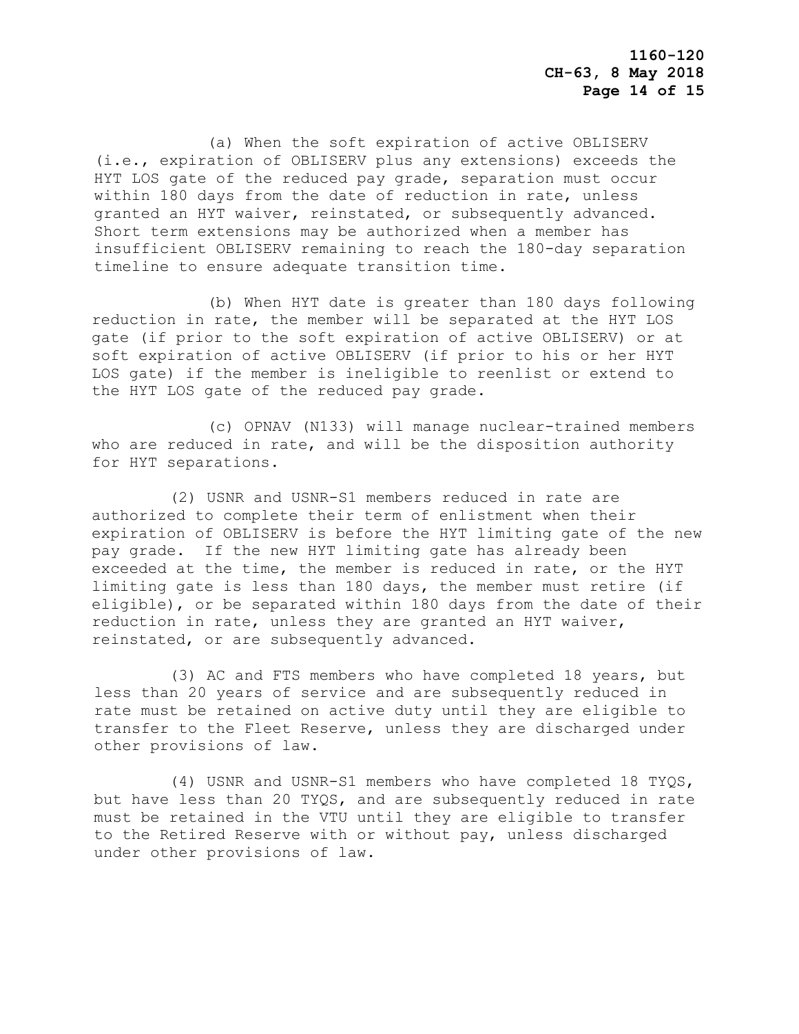(a) When the soft expiration of active OBLISERV (i.e., expiration of OBLISERV plus any extensions) exceeds the HYT LOS gate of the reduced pay grade, separation must occur within 180 days from the date of reduction in rate, unless granted an HYT waiver, reinstated, or subsequently advanced. Short term extensions may be authorized when a member has insufficient OBLISERV remaining to reach the 180-day separation timeline to ensure adequate transition time.

(b) When HYT date is greater than 180 days following reduction in rate, the member will be separated at the HYT LOS gate (if prior to the soft expiration of active OBLISERV) or at soft expiration of active OBLISERV (if prior to his or her HYT LOS gate) if the member is ineligible to reenlist or extend to the HYT LOS gate of the reduced pay grade.

(c) OPNAV (N133) will manage nuclear-trained members who are reduced in rate, and will be the disposition authority for HYT separations.

(2) USNR and USNR-S1 members reduced in rate are authorized to complete their term of enlistment when their expiration of OBLISERV is before the HYT limiting gate of the new pay grade. If the new HYT limiting gate has already been exceeded at the time, the member is reduced in rate, or the HYT limiting gate is less than 180 days, the member must retire (if eligible), or be separated within 180 days from the date of their reduction in rate, unless they are granted an HYT waiver, reinstated, or are subsequently advanced.

(3) AC and FTS members who have completed 18 years, but less than 20 years of service and are subsequently reduced in rate must be retained on active duty until they are eligible to transfer to the Fleet Reserve, unless they are discharged under other provisions of law.

(4) USNR and USNR-S1 members who have completed 18 TYQS, but have less than 20 TYQS, and are subsequently reduced in rate must be retained in the VTU until they are eligible to transfer to the Retired Reserve with or without pay, unless discharged under other provisions of law.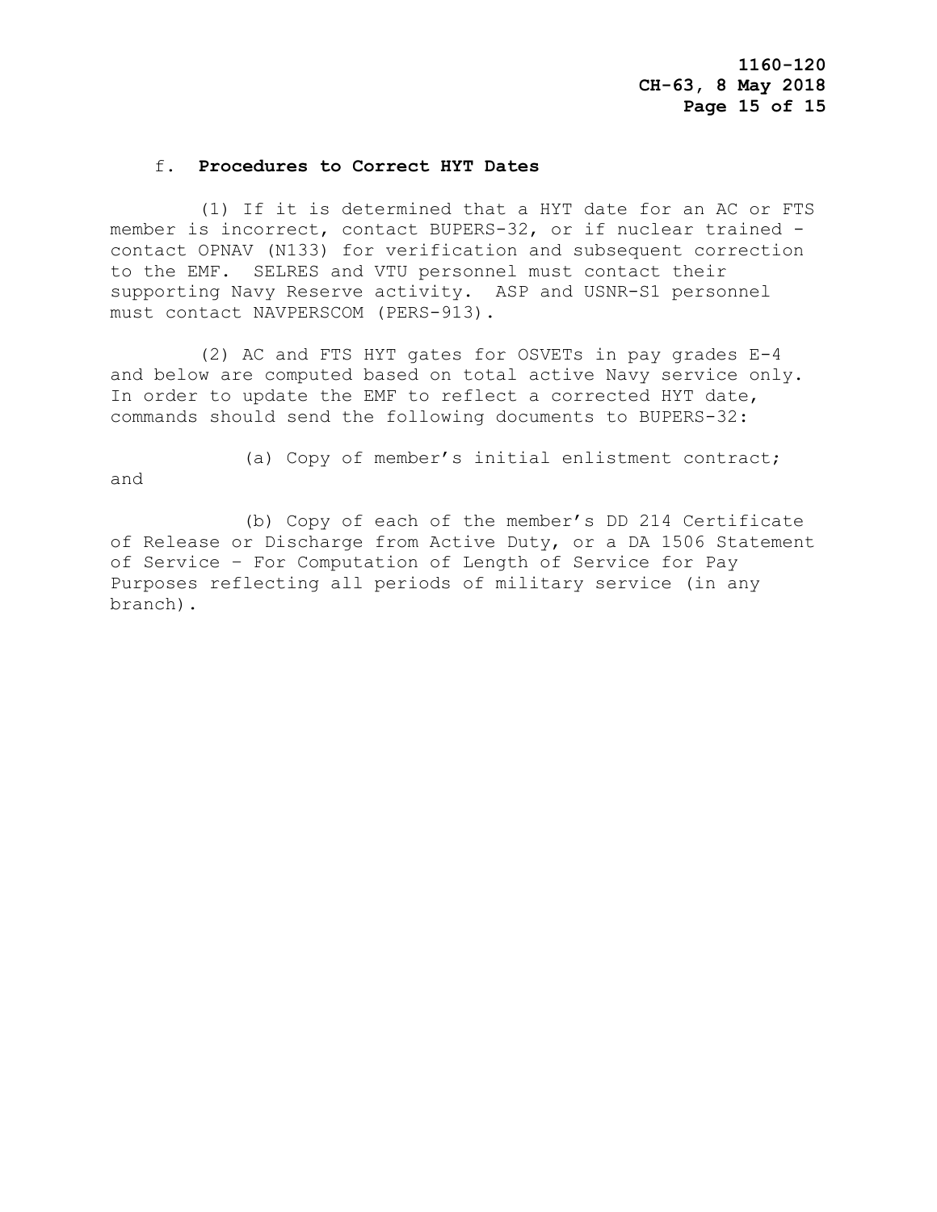f. **Procedures to Correct HYT Dates**

(1) If it is determined that a HYT date for an AC or FTS member is incorrect, contact BUPERS-32, or if nuclear trained - contact OPNAV (N133) for verification and subsequent correction to the EMF. SELRES and VTU personnel must contact their supporting Navy Reserve activity. ASP and USNR-S1 personnel must contact NAVPERSCOM (PERS-913).

(2) AC and FTS HYT gates for OSVETs in pay grades E-4 and below are computed based on total active Navy service only. In order to update the EMF to reflect a corrected HYT date, commands should send the following documents to BUPERS-32:

(a) Copy of member's initial enlistment contract; and

(b) Copy of each of the member's DD 214 Certificate of Release or Discharge from Active Duty, or a DA 1506 Statement of Service – For Computation of Length of Service for Pay Purposes reflecting all periods of military service (in any branch).